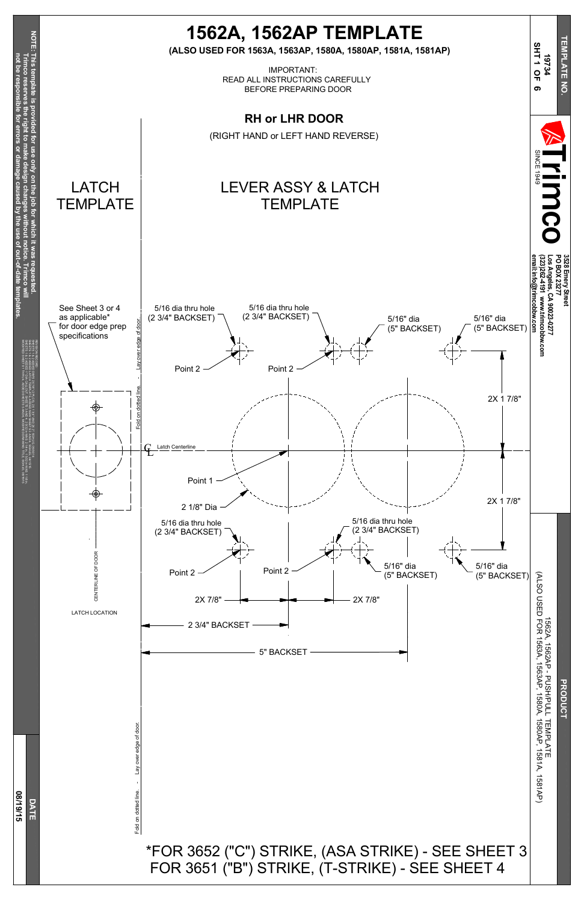# 1562A, 1562AP TEMPLATE

**(ALSO USED FOR 1563A, 1563AP, 1580A, 1580AP, 1581A, 1581AP)**

IMPORTANT:
READ ALL INSTRUCTIONS CAREFULLY
BEFORE PREPARING DOOR

## RH or LHR DOOR

(RIGHT HAND or LEFT HAND REVERSE)

## LATCH TEMPLATE

## LEVER ASSY & LATCH TEMPLATE

See Sheet 3 or 4 as applicable* for door edge prep specifications

5/16 dia thru hole (2 3/4" BACKSET)

5/16 dia thru hole (2 3/4" BACKSET)

5/16" dia (5" BACKSET)

5/16" dia (5" BACKSET)

Point 2

Point 2

2X 1 7/8"

Latch Centerline

Point 1

2 1/8" Dia

2X 1 7/8"

5/16 dia thru hole (2 3/4" BACKSET)

5/16 dia thru hole (2 3/4" BACKSET)

5/16" dia (5" BACKSET)

5/16" dia (5" BACKSET)

Point 2

Point 2

2X 7/8"

2X 7/8"

2 3/4" BACKSET

5" BACKSET

CENTERLINE OF DOOR

LATCH LOCATION

Fold on dotted line. - Lay over edge of door.

Fold on dotted line. - Lay over edge of door.

*FOR 3652 ("C") STRIKE, (ASA STRIKE) - SEE SHEET 3
FOR 3651 ("B") STRIKE, (T-STRIKE) - SEE SHEET 4

**NOTE: This template is provided for use only on the job for which it was requested. Trimco reserves the right to make design changes without notice. Trimco will not be responsible for errors or damage caused by the use of out-of-date templates.**

**TEMPLATE NO.**
**19734**
**SHT 1 OF 6**

Trimco
SINCE 1949

**3528 Emery Street**
**PO BOX 23277**
**Los Angeles, CA 90023-0277**
**(323)262-4191 www.trimcobbw.com**
**email:info@trimcobbw.com**

**PRODUCT**
1562A, 1562AP - PUSH/PULL TEMPLATE
(ALSO USED FOR 1563A, 1563AP, 1580A, 1580AP, 1581A, 1581AP)

**DATE**
**08/19/15**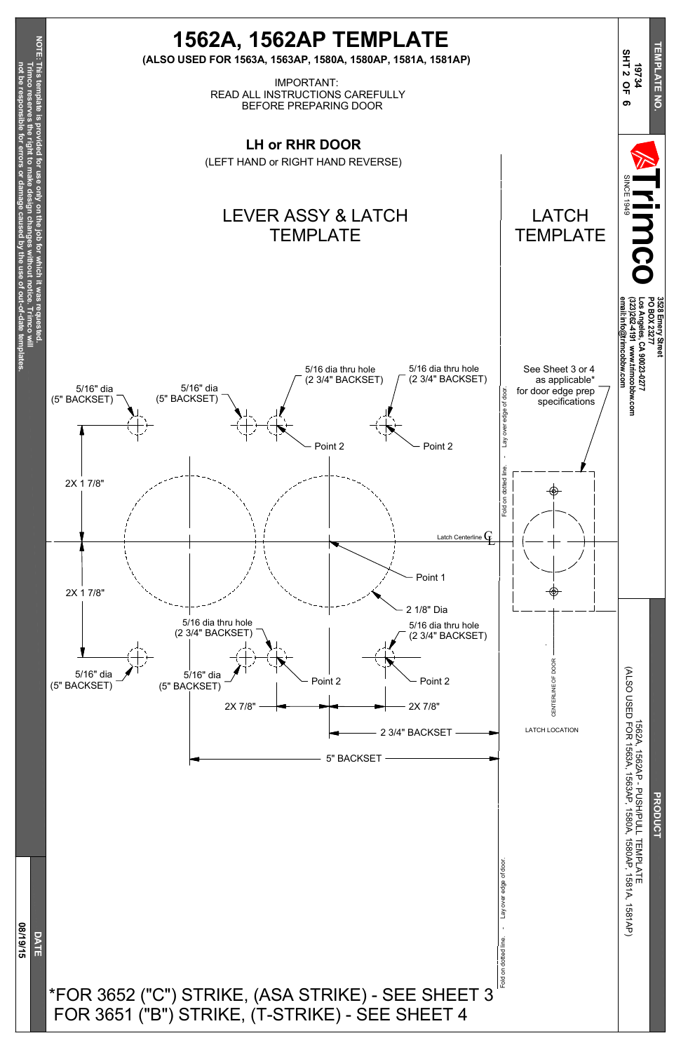# 1562A, 1562AP TEMPLATE

**(ALSO USED FOR 1563A, 1563AP, 1580A, 1580AP, 1581A, 1581AP)**

IMPORTANT:
READ ALL INSTRUCTIONS CAREFULLY
BEFORE PREPARING DOOR

## LH or RHR DOOR

(LEFT HAND or RIGHT HAND REVERSE)

## LEVER ASSY & LATCH TEMPLATE

## LATCH TEMPLATE

5/16" dia (5" BACKSET)

5/16" dia (5" BACKSET)

5/16 dia thru hole (2 3/4" BACKSET)

5/16 dia thru hole (2 3/4" BACKSET)

See Sheet 3 or 4 as applicable* for door edge prep specifications

Point 2

Point 2

2X 1 7/8"

Fold on dotted line. - Lay over edge of door.

Latch Centerline ℄

Point 1

2X 1 7/8"

2 1/8" Dia

5/16 dia thru hole (2 3/4" BACKSET)

5/16 dia thru hole (2 3/4" BACKSET)

5/16" dia (5" BACKSET)

5/16" dia (5" BACKSET)

Point 2

Point 2

CENTERLINE OF DOOR

2X 7/8"

2X 7/8"

2 3/4" BACKSET

LATCH LOCATION

5" BACKSET

Fold on dotted line. - Lay over edge of door.

*FOR 3652 ("C") STRIKE, (ASA STRIKE) - SEE SHEET 3
FOR 3651 ("B") STRIKE, (T-STRIKE) - SEE SHEET 4

**NOTE: This template is provided for use only on the job for which it was requested. Trimco reserves the right to make design changes without notice. Trimco will not be responsible for errors or damage caused by the use of out-of-date templates.**

DATE 08/19/15

TEMPLATE NO. 19734 SHT 2 OF 6

Trimco SINCE 1949

3528 Emery Street
PO BOX 23277
Los Angeles, CA 90023-0277
(323)262-4191 www.trimcobbw.com
email:info@trimcobbw.com

PRODUCT
1562A, 1562AP - PUSH/PULL TEMPLATE
(ALSO USED FOR 1563A, 1563AP, 1580A, 1580AP, 1581A, 1581AP)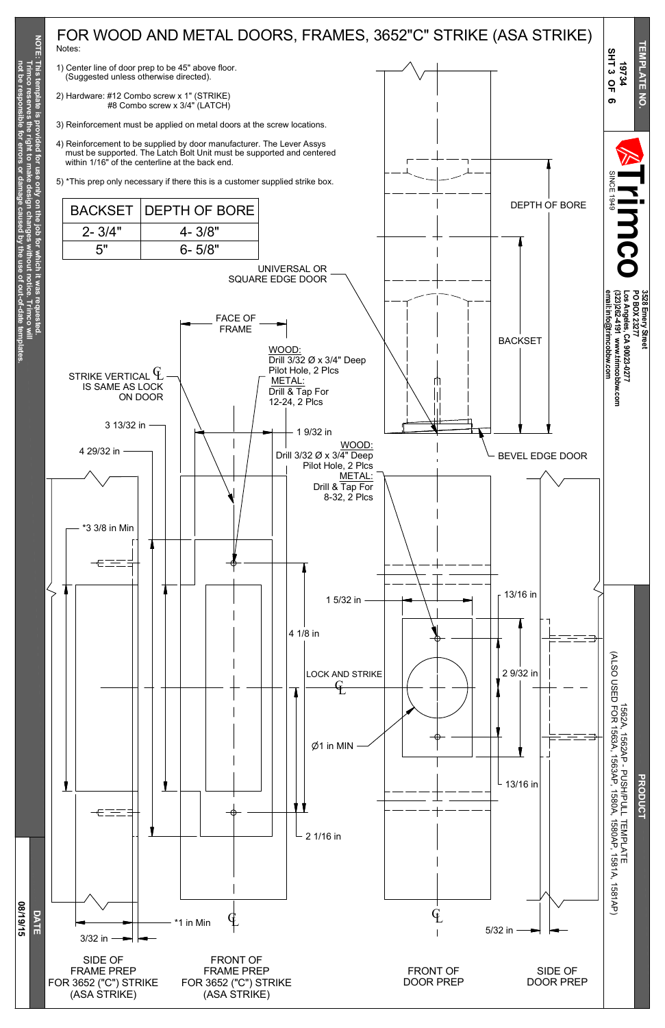# FOR WOOD AND METAL DOORS, FRAMES, 3652"C" STRIKE (ASA STRIKE)

Notes:

1) Center line of door prep to be 45" above floor. (Suggested unless otherwise directed).

2) Hardware: #12 Combo screw x 1" (STRIKE)
#8 Combo screw x 3/4" (LATCH)

3) Reinforcement must be applied on metal doors at the screw locations.

4) Reinforcement to be supplied by door manufacturer. The Lever Assys must be supported. The Latch Bolt Unit must be supported and centered within 1/16" of the centerline at the back end.

5) *This prep only necessary if there this is a customer supplied strike box.

| BACKSET | DEPTH OF BORE |
|---|---|
| 2- 3/4" | 4- 3/8" |
| 5" | 6- 5/8" |

UNIVERSAL OR SQUARE EDGE DOOR

DEPTH OF BORE

BACKSET

BEVEL EDGE DOOR

FACE OF FRAME

STRIKE VERTICAL ℄ IS SAME AS LOCK ON DOOR

WOOD: Drill 3/32 Ø x 3/4" Deep Pilot Hole, 2 Plcs
METAL: Drill & Tap For 12-24, 2 Plcs

3 13/32 in

1 9/32 in

4 29/32 in

WOOD: Drill 3/32 Ø x 3/4" Deep Pilot Hole, 2 Plcs
METAL: Drill & Tap For 8-32, 2 Plcs

*3 3/8 in Min

1 5/32 in

13/16 in

4 1/8 in

LOCK AND STRIKE ℄

2 9/32 in

Ø1 in MIN

13/16 in

2 1/16 in

*1 in Min

3/32 in

5/32 in

℄

℄

SIDE OF FRAME PREP FOR 3652 ("C") STRIKE (ASA STRIKE)

FRONT OF FRAME PREP FOR 3652 ("C") STRIKE (ASA STRIKE)

FRONT OF DOOR PREP

SIDE OF DOOR PREP

NOTE: This template is provided for use only on the job for which it was requested. Trimco reserves the right to make design changes without notice. Trimco will not be responsible for errors or damage caused by the use of out-of-date templates.

DATE 08/19/15

TEMPLATE NO. 19734 SHT 3 OF 6

Trimco SINCE 1949
3528 Emery Street
PO BOX 23277
Los Angeles, CA 90023-0277
(323)262-4191 www.trimcobbw.com
email:info@trimcobbw.com

PRODUCT
1562A, 1562AP - PUSH/PULL TEMPLATE
(ALSO USED FOR 1563A, 1563AP, 1580A, 1580AP, 1581A, 1581AP)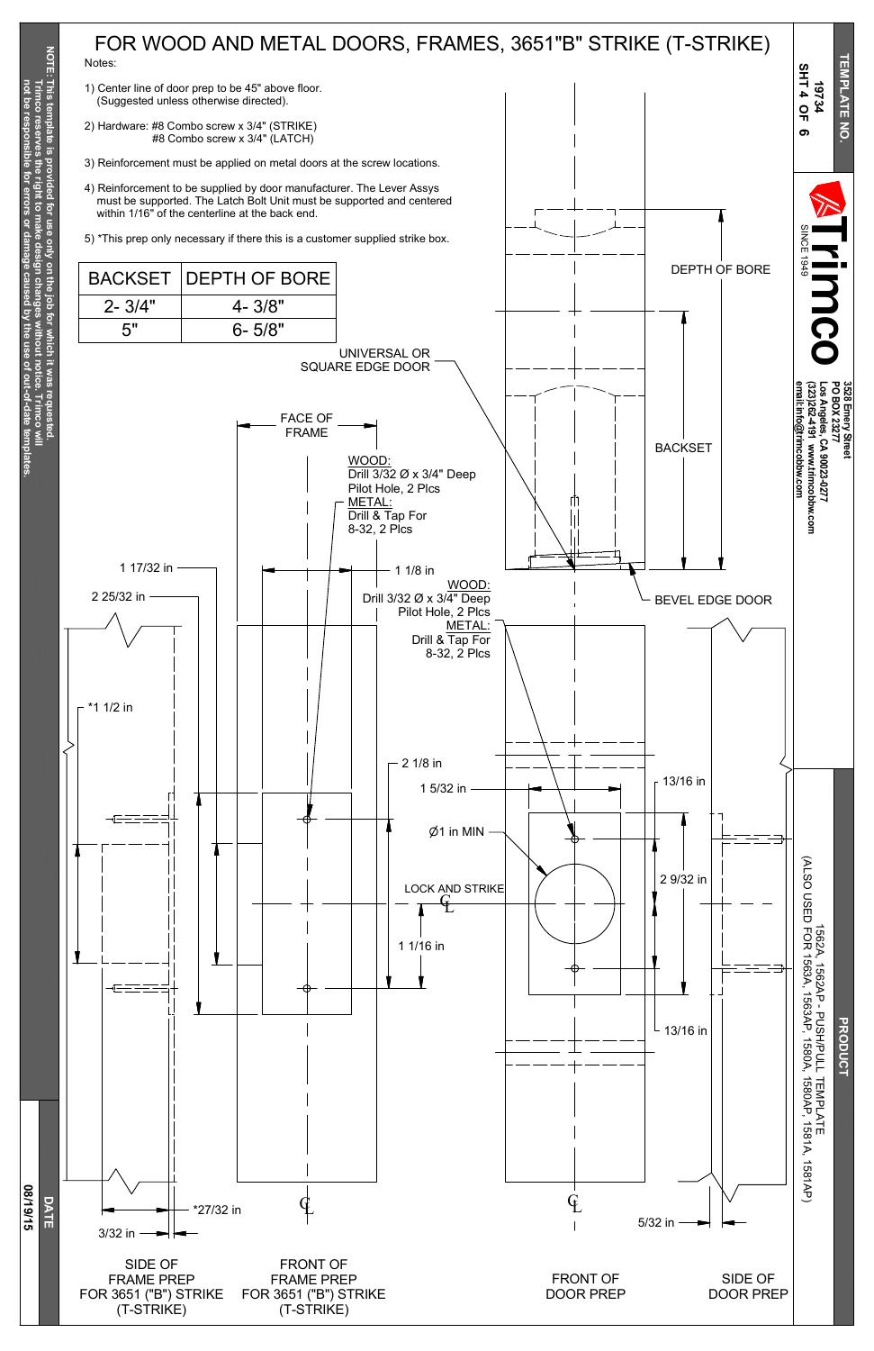# FOR WOOD AND METAL DOORS, FRAMES, 3651"B" STRIKE (T-STRIKE)

Notes:

1) Center line of door prep to be 45" above floor. (Suggested unless otherwise directed).

2) Hardware: #8 Combo screw x 3/4" (STRIKE)
   #8 Combo screw x 3/4" (LATCH)

3) Reinforcement must be applied on metal doors at the screw locations.

4) Reinforcement to be supplied by door manufacturer. The Lever Assys must be supported. The Latch Bolt Unit must be supported and centered within 1/16" of the centerline at the back end.

5) *This prep only necessary if there this is a customer supplied strike box.

| BACKSET | DEPTH OF BORE |
|---|---|
| 2- 3/4" | 4- 3/8" |
| 5" | 6- 5/8" |

DEPTH OF BORE

BACKSET

UNIVERSAL OR SQUARE EDGE DOOR

BEVEL EDGE DOOR

FACE OF FRAME

WOOD:
Drill 3/32 Ø x 3/4" Deep Pilot Hole, 2 Plcs
METAL:
Drill & Tap For 8-32, 2 Plcs

1 17/32 in

1 1/8 in

2 25/32 in

WOOD:
Drill 3/32 Ø x 3/4" Deep Pilot Hole, 2 Plcs
METAL:
Drill & Tap For 8-32, 2 Plcs

*1 1/2 in

2 1/8 in

1 5/32 in

13/16 in

Ø1 in MIN

LOCK AND STRIKE ℄

2 9/32 in

1 1/16 in

13/16 in

*27/32 in

3/32 in

5/32 in

℄

℄

SIDE OF FRAME PREP FOR 3651 ("B") STRIKE (T-STRIKE)

FRONT OF FRAME PREP FOR 3651 ("B") STRIKE (T-STRIKE)

FRONT OF DOOR PREP

SIDE OF DOOR PREP

NOTE: This template is provided for use only on the job for which it was requested. Trimco reserves the right to make design changes without notice. Trimco will not be responsible for errors or damage caused by the use of out-of-date templates.

DATE: 08/19/15

TEMPLATE NO. 19734 SHT 4 OF 6

Trimco SINCE 1949
3528 Emery Street
PO BOX 23277
Los Angeles, CA 90023-0277
(323)262-4191 www.trimcobbw.com
email:info@trimcobbw.com

PRODUCT
1562A, 1562AP - PUSH/PULL TEMPLATE
(ALSO USED FOR 1563A, 1563AP, 1580A, 1580AP, 1581A, 1581AP)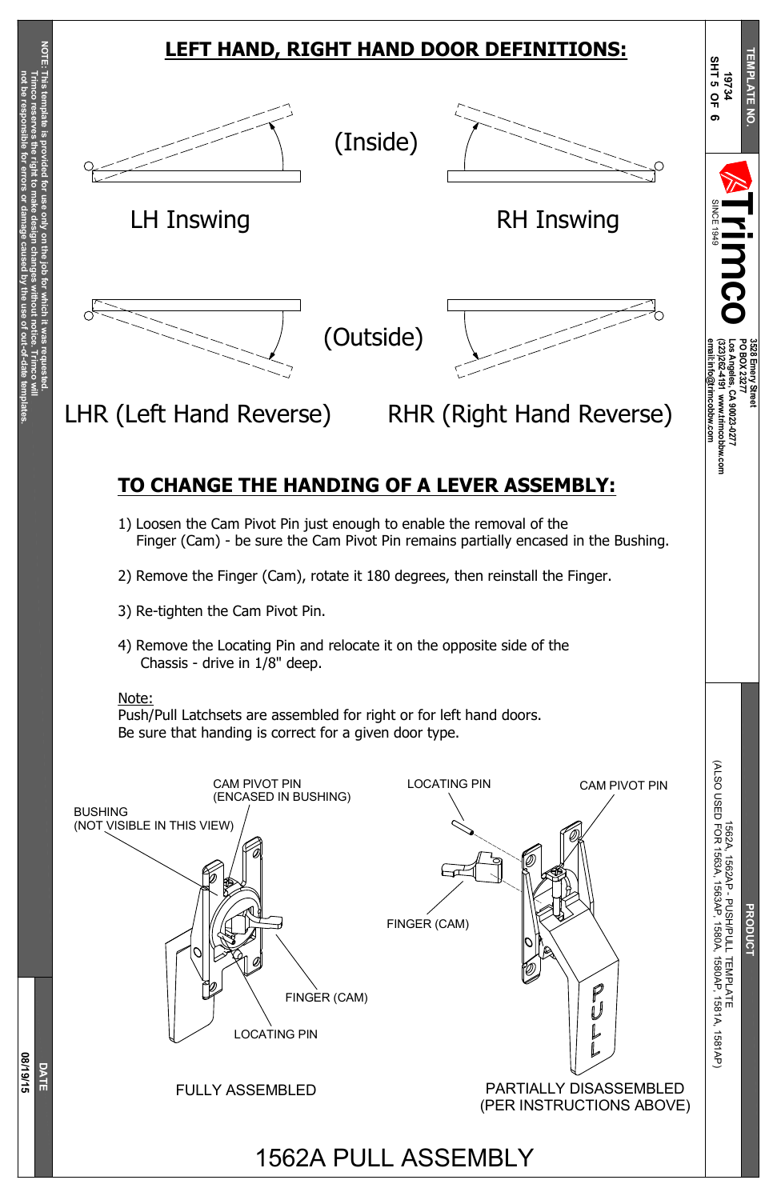## LEFT HAND, RIGHT HAND DOOR DEFINITIONS:

(Inside)

LH Inswing

RH Inswing

(Outside)

LHR (Left Hand Reverse)

RHR (Right Hand Reverse)

## TO CHANGE THE HANDING OF A LEVER ASSEMBLY:

1) Loosen the Cam Pivot Pin just enough to enable the removal of the Finger (Cam) - be sure the Cam Pivot Pin remains partially encased in the Bushing.

2) Remove the Finger (Cam), rotate it 180 degrees, then reinstall the Finger.

3) Re-tighten the Cam Pivot Pin.

4) Remove the Locating Pin and relocate it on the opposite side of the Chassis - drive in 1/8" deep.

Note:
Push/Pull Latchsets are assembled for right or for left hand doors.
Be sure that handing is correct for a given door type.

CAM PIVOT PIN (ENCASED IN BUSHING)

BUSHING (NOT VISIBLE IN THIS VIEW)

FINGER (CAM)

LOCATING PIN

FULLY ASSEMBLED

LOCATING PIN

CAM PIVOT PIN

FINGER (CAM)

PULL

PARTIALLY DISASSEMBLED (PER INSTRUCTIONS ABOVE)

# 1562A PULL ASSEMBLY

NOTE: This template is provided for use only on the job for which it was requested. Trimco reserves the right to make design changes without notice. Trimco will not be responsible for errors or damage caused by the use of out-of-date templates.

DATE 08/19/15

TEMPLATE NO. 19734 SHT 5 OF 6

Trimco SINCE 1949
3528 Emery Street
PO BOX 23277
Los Angeles, CA 90023-0277
(323)262-4191 www.trimcobbw.com
email:info@trimcobbw.com

PRODUCT
1562A, 1562AP - PUSH/PULL TEMPLATE
(ALSO USED FOR 1563A, 1563AP, 1580A, 1580AP, 1581A, 1581AP)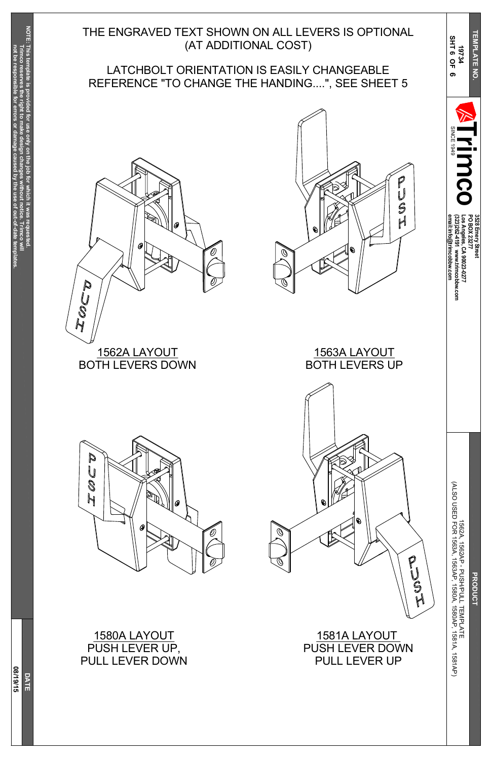THE ENGRAVED TEXT SHOWN ON ALL LEVERS IS OPTIONAL (AT ADDITIONAL COST)

LATCHBOLT ORIENTATION IS EASILY CHANGEABLE REFERENCE "TO CHANGE THE HANDING....", SEE SHEET 5

PUSH

1562A LAYOUT
BOTH LEVERS DOWN

PUSH

1563A LAYOUT
BOTH LEVERS UP

PUSH

1580A LAYOUT
PUSH LEVER UP,
PULL LEVER DOWN

PUSH

1581A LAYOUT
PUSH LEVER DOWN
PULL LEVER UP

NOTE: This template is provided for use only on the job for which it was requested. Trimco reserves the right to make design changes without notice. Trimco will not be responsible for errors or damage caused by the use of out-of-date templates.

DATE 08/19/15

TEMPLATE NO. 19734
SHT 6 OF 6

Trimco
SINCE 1949
3528 Emery Street
PO BOX 23277
Los Angeles, CA 90023-0277
(323)262-4191 www.trimcobbw.com
email:info@trimcobbw.com

PRODUCT
1562A, 1562AP - PUSH/PULL TEMPLATE
(ALSO USED FOR 1563A, 1563AP, 1580A, 1580AP, 1581A, 1581AP)